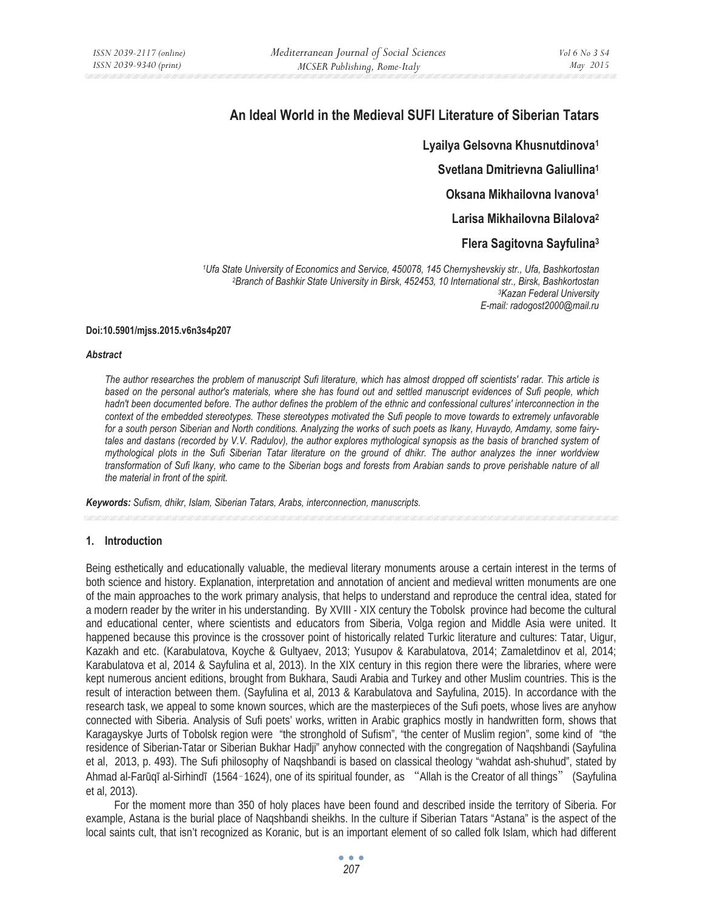# An Ideal World in the Medieval SUFI Literature of Siberian Tatars

**Lyailya Gelsovna Khusnutdinova[1]**

**Svetlana Dmitrievna Galiullina[1]**

**Oksana Mikhailovna Ivanova[1]**

**Larisa Mikhailovna Bilalova[2]**

**Flera Sagitovna Sayfulina[3]**

*[1]Ufa State University of Economics and Service, 450078, 145 Chernyshevskiy str., Ufa, Bashkortostan*
*[2]Branch of Bashkir State University in Birsk, 452453, 10 International str., Birsk, Bashkortostan*
*[3]Kazan Federal University*
*E-mail: radogost2000@mail.ru*

**Doi:10.5901/mjss.2015.v6n3s4p207**

***Abstract***

*The author researches the problem of manuscript Sufi literature, which has almost dropped off scientists' radar. This article is based on the personal author's materials, where she has found out and settled manuscript evidences of Sufi people, which hadn't been documented before. The author defines the problem of the ethnic and confessional cultures' interconnection in the context of the embedded stereotypes. These stereotypes motivated the Sufi people to move towards to extremely unfavorable for a south person Siberian and North conditions. Analyzing the works of such poets as Ikany, Huvaydo, Amdamy, some fairy-tales and dastans (recorded by V.V. Radulov), the author explores mythological synopsis as the basis of branched system of mythological plots in the Sufi Siberian Tatar literature on the ground of dhikr. The author analyzes the inner worldview transformation of Sufi Ikany, who came to the Siberian bogs and forests from Arabian sands to prove perishable nature of all the material in front of the spirit.*

***Keywords:*** *Sufism, dhikr, Islam, Siberian Tatars, Arabs, interconnection, manuscripts.*

## 1. Introduction

Being esthetically and educationally valuable, the medieval literary monuments arouse a certain interest in the terms of both science and history. Explanation, interpretation and annotation of ancient and medieval written monuments are one of the main approaches to the work primary analysis, that helps to understand and reproduce the central idea, stated for a modern reader by the writer in his understanding. By XVIII - XIX century the Tobolsk province had become the cultural and educational center, where scientists and educators from Siberia, Volga region and Middle Asia were united. It happened because this province is the crossover point of historically related Turkic literature and cultures: Tatar, Uigur, Kazakh and etc. (Karabulatova, Koyche & Gultyaev, 2013; Yusupov & Karabulatova, 2014; Zamaletdinov et al, 2014; Karabulatova et al, 2014 & Sayfulina et al, 2013). In the XIX century in this region there were the libraries, where were kept numerous ancient editions, brought from Bukhara, Saudi Arabia and Turkey and other Muslim countries. This is the result of interaction between them. (Sayfulina et al, 2013 & Karabulatova and Sayfulina, 2015). In accordance with the research task, we appeal to some known sources, which are the masterpieces of the Sufi poets, whose lives are anyhow connected with Siberia. Analysis of Sufi poets' works, written in Arabic graphics mostly in handwritten form, shows that Karagayskye Jurts of Tobolsk region were "the stronghold of Sufism", "the center of Muslim region", some kind of "the residence of Siberian-Tatar or Siberian Bukhar Hadji" anyhow connected with the congregation of Naqshbandi (Sayfulina et al, 2013, p. 493). The Sufi philosophy of Naqshbandi is based on classical theology "wahdat ash-shuhud", stated by Ahmad al-Farūqī al-Sirhindī (1564‑1624), one of its spiritual founder, as "Allah is the Creator of all things" (Sayfulina et al, 2013).

For the moment more than 350 of holy places have been found and described inside the territory of Siberia. For example, Astana is the burial place of Naqshbandi sheikhs. In the culture if Siberian Tatars "Astana" is the aspect of the local saints cult, that isn't recognized as Koranic, but is an important element of so called folk Islam, which had different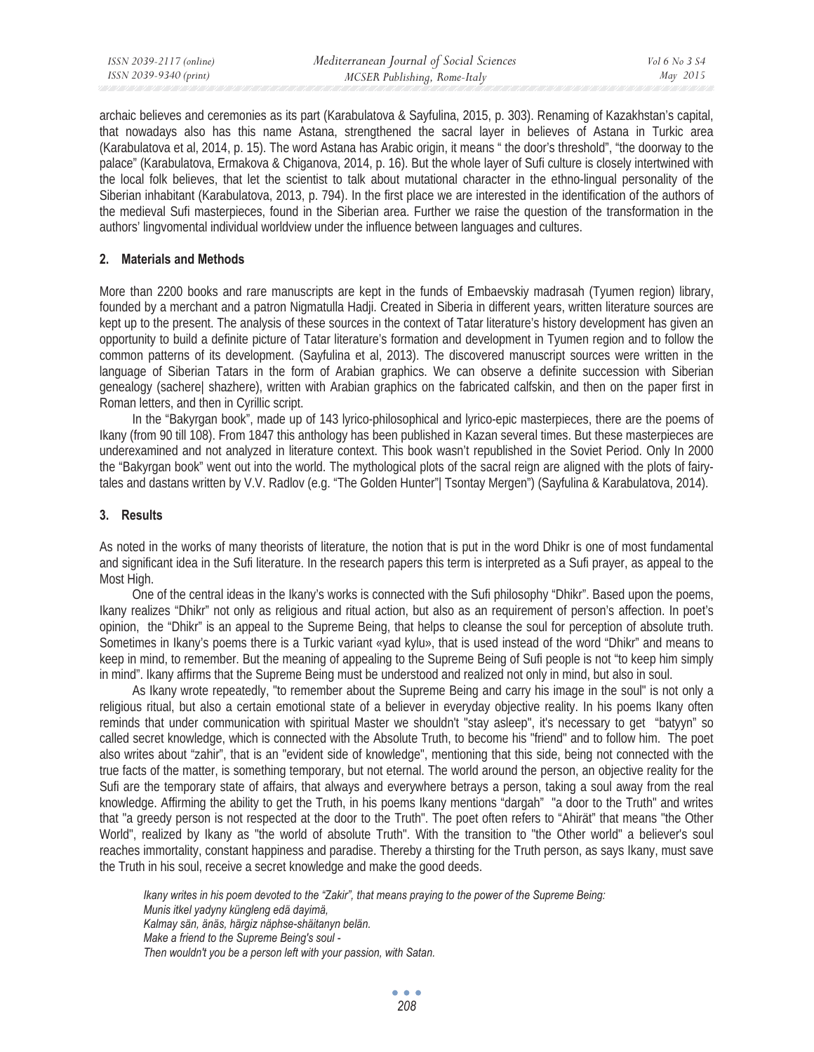archaic believes and ceremonies as its part (Karabulatova & Sayfulina, 2015, p. 303). Renaming of Kazakhstan's capital, that nowadays also has this name Astana, strengthened the sacral layer in believes of Astana in Turkic area (Karabulatova et al, 2014, p. 15). The word Astana has Arabic origin, it means " the door's threshold", "the doorway to the palace" (Karabulatova, Ermakova & Chiganova, 2014, p. 16). But the whole layer of Sufi culture is closely intertwined with the local folk believes, that let the scientist to talk about mutational character in the ethno-lingual personality of the Siberian inhabitant (Karabulatova, 2013, p. 794). In the first place we are interested in the identification of the authors of the medieval Sufi masterpieces, found in the Siberian area. Further we raise the question of the transformation in the authors' lingvomental individual worldview under the influence between languages and cultures.

## 2. Materials and Methods

More than 2200 books and rare manuscripts are kept in the funds of Embaevskiy madrasah (Tyumen region) library, founded by a merchant and a patron Nigmatulla Hadji. Created in Siberia in different years, written literature sources are kept up to the present. The analysis of these sources in the context of Tatar literature's history development has given an opportunity to build a definite picture of Tatar literature's formation and development in Tyumen region and to follow the common patterns of its development. (Sayfulina et al, 2013). The discovered manuscript sources were written in the language of Siberian Tatars in the form of Arabian graphics. We can observe a definite succession with Siberian genealogy (sachere| shazhere), written with Arabian graphics on the fabricated calfskin, and then on the paper first in Roman letters, and then in Cyrillic script.

In the "Bakyrgan book", made up of 143 lyrico-philosophical and lyrico-epic masterpieces, there are the poems of Ikany (from 90 till 108). From 1847 this anthology has been published in Kazan several times. But these masterpieces are underexamined and not analyzed in literature context. This book wasn't republished in the Soviet Period. Only In 2000 the "Bakyrgan book" went out into the world. The mythological plots of the sacral reign are aligned with the plots of fairy-tales and dastans written by V.V. Radlov (e.g. "The Golden Hunter"| Tsontay Mergen") (Sayfulina & Karabulatova, 2014).

## 3. Results

As noted in the works of many theorists of literature, the notion that is put in the word Dhikr is one of most fundamental and significant idea in the Sufi literature. In the research papers this term is interpreted as a Sufi prayer, as appeal to the Most High.

One of the central ideas in the Ikany's works is connected with the Sufi philosophy "Dhikr". Based upon the poems, Ikany realizes "Dhikr" not only as religious and ritual action, but also as an requirement of person's affection. In poet's opinion, the "Dhikr" is an appeal to the Supreme Being, that helps to cleanse the soul for perception of absolute truth. Sometimes in Ikany's poems there is a Turkic variant «yad kylu», that is used instead of the word "Dhikr" and means to keep in mind, to remember. But the meaning of appealing to the Supreme Being of Sufi people is not "to keep him simply in mind". Ikany affirms that the Supreme Being must be understood and realized not only in mind, but also in soul.

As Ikany wrote repeatedly, "to remember about the Supreme Being and carry his image in the soul" is not only a religious ritual, but also a certain emotional state of a believer in everyday objective reality. In his poems Ikany often reminds that under communication with spiritual Master we shouldn't "stay asleep", it's necessary to get "batyyn" so called secret knowledge, which is connected with the Absolute Truth, to become his "friend" and to follow him. The poet also writes about "zahir", that is an "evident side of knowledge", mentioning that this side, being not connected with the true facts of the matter, is something temporary, but not eternal. The world around the person, an objective reality for the Sufi are the temporary state of affairs, that always and everywhere betrays a person, taking a soul away from the real knowledge. Affirming the ability to get the Truth, in his poems Ikany mentions "dargah" "a door to the Truth" and writes that "a greedy person is not respected at the door to the Truth". The poet often refers to "Ahirät" that means "the Other World", realized by Ikany as "the world of absolute Truth". With the transition to "the Other world" a believer's soul reaches immortality, constant happiness and paradise. Thereby a thirsting for the Truth person, as says Ikany, must save the Truth in his soul, receive a secret knowledge and make the good deeds.

*Ikany writes in his poem devoted to the "Zakir", that means praying to the power of the Supreme Being:*  
*Munis itkel yadyny küngleng edä dayimä,*  
*Kalmay sän, änäs, härgiz näphse-shäitanyn belän.*  
*Make a friend to the Supreme Being's soul -*  
*Then wouldn't you be a person left with your passion, with Satan.*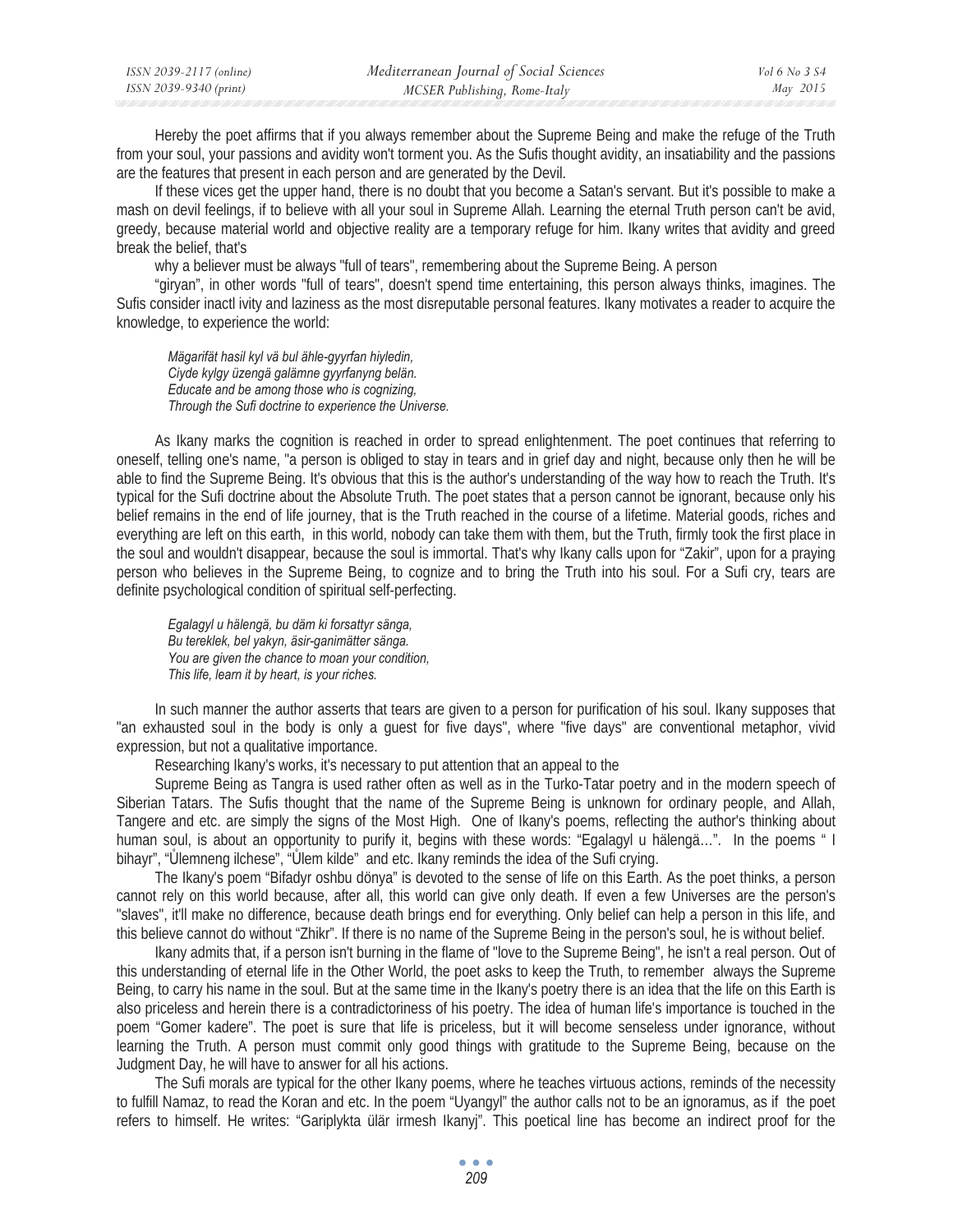Hereby the poet affirms that if you always remember about the Supreme Being and make the refuge of the Truth from your soul, your passions and avidity won't torment you. As the Sufis thought avidity, an insatiability and the passions are the features that present in each person and are generated by the Devil.

If these vices get the upper hand, there is no doubt that you become a Satan's servant. But it's possible to make a mash on devil feelings, if to believe with all your soul in Supreme Allah. Learning the eternal Truth person can't be avid, greedy, because material world and objective reality are a temporary refuge for him. Ikany writes that avidity and greed break the belief, that's

why a believer must be always "full of tears", remembering about the Supreme Being. A person

"giryan", in other words "full of tears", doesn't spend time entertaining, this person always thinks, imagines. The Sufis consider inactl ivity and laziness as the most disreputable personal features. Ikany motivates a reader to acquire the knowledge, to experience the world:

*Mägarifät hasil kyl vä bul ähle-gyyrfan hiyledin,*
*Ciyde kylgy üzengä galämne gyyrfanyng belän.*
*Educate and be among those who is cognizing,*
*Through the Sufi doctrine to experience the Universe.*

As Ikany marks the cognition is reached in order to spread enlightenment. The poet continues that referring to oneself, telling one's name, "a person is obliged to stay in tears and in grief day and night, because only then he will be able to find the Supreme Being. It's obvious that this is the author's understanding of the way how to reach the Truth. It's typical for the Sufi doctrine about the Absolute Truth. The poet states that a person cannot be ignorant, because only his belief remains in the end of life journey, that is the Truth reached in the course of a lifetime. Material goods, riches and everything are left on this earth, in this world, nobody can take them with them, but the Truth, firmly took the first place in the soul and wouldn't disappear, because the soul is immortal. That's why Ikany calls upon for "Zakir", upon for a praying person who believes in the Supreme Being, to cognize and to bring the Truth into his soul. For a Sufi cry, tears are definite psychological condition of spiritual self-perfecting.

*Egalagyl u hälengä, bu däm ki forsattyr sänga,*
*Bu tereklek, bel yakyn, äsir-ganimätter sänga.*
*You are given the chance to moan your condition,*
*This life, learn it by heart, is your riches.*

In such manner the author asserts that tears are given to a person for purification of his soul. Ikany supposes that "an exhausted soul in the body is only a guest for five days", where "five days" are conventional metaphor, vivid expression, but not a qualitative importance.

Researching Ikany's works, it's necessary to put attention that an appeal to the

Supreme Being as Tangra is used rather often as well as in the Turko-Tatar poetry and in the modern speech of Siberian Tatars. The Sufis thought that the name of the Supreme Being is unknown for ordinary people, and Allah, Tangere and etc. are simply the signs of the Most High. One of Ikany's poems, reflecting the author's thinking about human soul, is about an opportunity to purify it, begins with these words: "Egalagyl u hälengä…". In the poems " I bihayr", "Ůlemneng ilchese", "Ůlem kilde" and etc. Ikany reminds the idea of the Sufi crying.

The Ikany's poem "Bifadyr oshbu dönya" is devoted to the sense of life on this Earth. As the poet thinks, a person cannot rely on this world because, after all, this world can give only death. If even a few Universes are the person's "slaves", it'll make no difference, because death brings end for everything. Only belief can help a person in this life, and this believe cannot do without "Zhikr". If there is no name of the Supreme Being in the person's soul, he is without belief.

Ikany admits that, if a person isn't burning in the flame of "love to the Supreme Being", he isn't a real person. Out of this understanding of eternal life in the Other World, the poet asks to keep the Truth, to remember always the Supreme Being, to carry his name in the soul. But at the same time in the Ikany's poetry there is an idea that the life on this Earth is also priceless and herein there is a contradictoriness of his poetry. The idea of human life's importance is touched in the poem "Gomer kadere". The poet is sure that life is priceless, but it will become senseless under ignorance, without learning the Truth. A person must commit only good things with gratitude to the Supreme Being, because on the Judgment Day, he will have to answer for all his actions.

The Sufi morals are typical for the other Ikany poems, where he teaches virtuous actions, reminds of the necessity to fulfill Namaz, to read the Koran and etc. In the poem "Uyangyl" the author calls not to be an ignoramus, as if the poet refers to himself. He writes: "Gariplykta ülär irmesh Ikanyj". This poetical line has become an indirect proof for the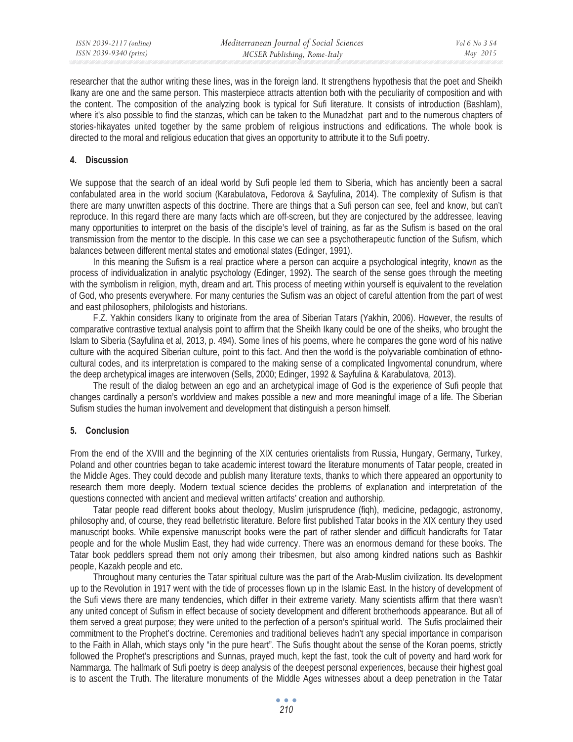researcher that the author writing these lines, was in the foreign land. It strengthens hypothesis that the poet and Sheikh Ikany are one and the same person. This masterpiece attracts attention both with the peculiarity of composition and with the content. The composition of the analyzing book is typical for Sufi literature. It consists of introduction (Bashlam), where it's also possible to find the stanzas, which can be taken to the Munadzhat part and to the numerous chapters of stories-hikayates united together by the same problem of religious instructions and edifications. The whole book is directed to the moral and religious education that gives an opportunity to attribute it to the Sufi poetry.

## 4. Discussion

We suppose that the search of an ideal world by Sufi people led them to Siberia, which has anciently been a sacral confabulated area in the world socium (Karabulatova, Fedorova & Sayfulina, 2014). The complexity of Sufism is that there are many unwritten aspects of this doctrine. There are things that a Sufi person can see, feel and know, but can't reproduce. In this regard there are many facts which are off-screen, but they are conjectured by the addressee, leaving many opportunities to interpret on the basis of the disciple's level of training, as far as the Sufism is based on the oral transmission from the mentor to the disciple. In this case we can see a psychotherapeutic function of the Sufism, which balances between different mental states and emotional states (Edinger, 1991).

In this meaning the Sufism is a real practice where a person can acquire a psychological integrity, known as the process of individualization in analytic psychology (Edinger, 1992). The search of the sense goes through the meeting with the symbolism in religion, myth, dream and art. This process of meeting within yourself is equivalent to the revelation of God, who presents everywhere. For many centuries the Sufism was an object of careful attention from the part of west and east philosophers, philologists and historians.

F.Z. Yakhin considers Ikany to originate from the area of Siberian Tatars (Yakhin, 2006). However, the results of comparative contrastive textual analysis point to affirm that the Sheikh Ikany could be one of the sheiks, who brought the Islam to Siberia (Sayfulina et al, 2013, p. 494). Some lines of his poems, where he compares the gone word of his native culture with the acquired Siberian culture, point to this fact. And then the world is the polyvariable combination of ethno-cultural codes, and its interpretation is compared to the making sense of a complicated lingvomental conundrum, where the deep archetypical images are interwoven (Sells, 2000; Edinger, 1992 & Sayfulina & Karabulatova, 2013).

The result of the dialog between an ego and an archetypical image of God is the experience of Sufi people that changes cardinally a person's worldview and makes possible a new and more meaningful image of a life. The Siberian Sufism studies the human involvement and development that distinguish a person himself.

## 5. Conclusion

From the end of the XVIII and the beginning of the XIX centuries orientalists from Russia, Hungary, Germany, Turkey, Poland and other countries began to take academic interest toward the literature monuments of Tatar people, created in the Middle Ages. They could decode and publish many literature texts, thanks to which there appeared an opportunity to research them more deeply. Modern textual science decides the problems of explanation and interpretation of the questions connected with ancient and medieval written artifacts' creation and authorship.

Tatar people read different books about theology, Muslim jurisprudence (fiqh), medicine, pedagogic, astronomy, philosophy and, of course, they read belletristic literature. Before first published Tatar books in the XIX century they used manuscript books. While expensive manuscript books were the part of rather slender and difficult handicrafts for Tatar people and for the whole Muslim East, they had wide currency. There was an enormous demand for these books. The Tatar book peddlers spread them not only among their tribesmen, but also among kindred nations such as Bashkir people, Kazakh people and etc.

Throughout many centuries the Tatar spiritual culture was the part of the Arab-Muslim civilization. Its development up to the Revolution in 1917 went with the tide of processes flown up in the Islamic East. In the history of development of the Sufi views there are many tendencies, which differ in their extreme variety. Many scientists affirm that there wasn't any united concept of Sufism in effect because of society development and different brotherhoods appearance. But all of them served a great purpose; they were united to the perfection of a person's spiritual world. The Sufis proclaimed their commitment to the Prophet's doctrine. Ceremonies and traditional believes hadn't any special importance in comparison to the Faith in Allah, which stays only "in the pure heart". The Sufis thought about the sense of the Koran poems, strictly followed the Prophet's prescriptions and Sunnas, prayed much, kept the fast, took the cult of poverty and hard work for Nammarga. The hallmark of Sufi poetry is deep analysis of the deepest personal experiences, because their highest goal is to ascent the Truth. The literature monuments of the Middle Ages witnesses about a deep penetration in the Tatar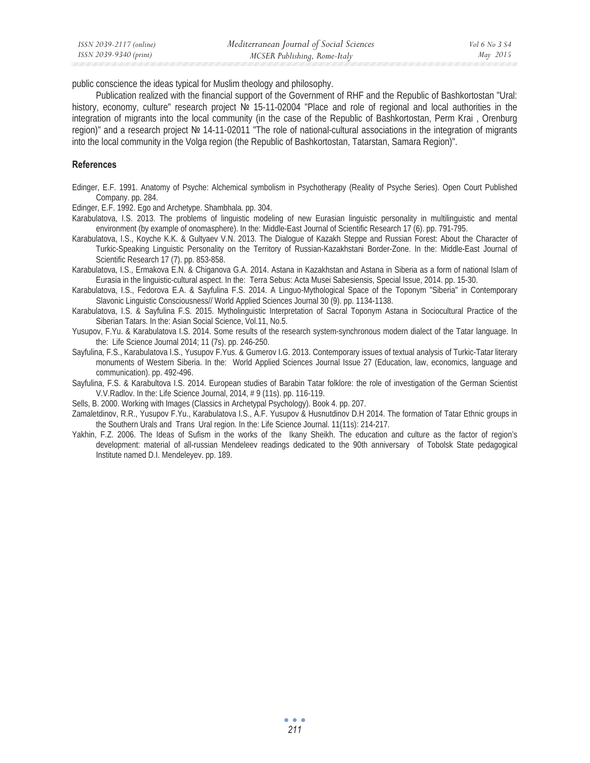public conscience the ideas typical for Muslim theology and philosophy.

Publication realized with the financial support of the Government of RHF and the Republic of Bashkortostan "Ural: history, economy, culture" research project № 15-11-02004 "Place and role of regional and local authorities in the integration of migrants into the local community (in the case of the Republic of Bashkortostan, Perm Krai , Orenburg region)" and a research project № 14-11-02011 "The role of national-cultural associations in the integration of migrants into the local community in the Volga region (the Republic of Bashkortostan, Tatarstan, Samara Region)".

## References

Edinger, E.F. 1991. Anatomy of Psyche: Alchemical symbolism in Psychotherapy (Reality of Psyche Series). Open Court Published Company. pp. 284.

Edinger, E.F. 1992. Ego and Archetype. Shambhala. pp. 304.

Karabulatova, I.S. 2013. The problems of linguistic modeling of new Eurasian linguistic personality in multilinguistic and mental environment (by example of onomasphere). In the: Middle-East Journal of Scientific Research 17 (6). pp. 791-795.

Karabulatova, I.S., Koyche K.K. & Gultyaev V.N. 2013. The Dialogue of Kazakh Steppe and Russian Forest: About the Character of Turkic-Speaking Linguistic Personality on the Territory of Russian-Kazakhstani Border-Zone. In the: Middle-East Journal of Scientific Research 17 (7). pp. 853-858.

Karabulatova, I.S., Ermakova E.N. & Chiganova G.A. 2014. Astana in Kazakhstan and Astana in Siberia as a form of national Islam of Eurasia in the linguistic-cultural aspect. In the: Terra Sebus: Acta Musei Sabesiensis, Special Issue, 2014. pp. 15-30.

Karabulatova, I.S., Fedorova E.A. & Sayfulina F.S. 2014. A Linguo-Mythological Space of the Toponym "Siberia" in Contemporary Slavonic Linguistic Consciousness// World Applied Sciences Journal 30 (9). pp. 1134-1138.

Karabulatova, I.S. & Sayfulina F.S. 2015. Mytholinguistic Interpretation of Sacral Toponym Astana in Sociocultural Practice of the Siberian Tatars. In the: Asian Social Science, Vol.11, No.5.

Yusupov, F.Yu. & Karabulatova I.S. 2014. Some results of the research system-synchronous modern dialect of the Tatar language. In the: Life Science Journal 2014; 11 (7s). pp. 246-250.

Sayfulina, F.S., Karabulatova I.S., Yusupov F.Yus. & Gumerov I.G. 2013. Contemporary issues of textual analysis of Turkic-Tatar literary monuments of Western Siberia. In the: World Applied Sciences Journal Issue 27 (Education, law, economics, language and communication). pp. 492-496.

Sayfulina, F.S. & Karabultova I.S. 2014. European studies of Barabin Tatar folklore: the role of investigation of the German Scientist V.V.Radlov. In the: Life Science Journal, 2014, # 9 (11s). pp. 116-119.

Sells, B. 2000. Working with Images (Classics in Archetypal Psychology). Book 4. pp. 207.

Zamaletdinov, R.R., Yusupov F.Yu., Karabulatova I.S., A.F. Yusupov & Husnutdinov D.H 2014. The formation of Tatar Ethnic groups in the Southern Urals and Trans Ural region. In the: Life Science Journal. 11(11s): 214-217.

Yakhin, F.Z. 2006. The Ideas of Sufism in the works of the Ikany Sheikh. The education and culture as the factor of region's development: material of all-russian Mendeleev readings dedicated to the 90th anniversary of Tobolsk State pedagogical Institute named D.I. Mendeleyev. pp. 189.